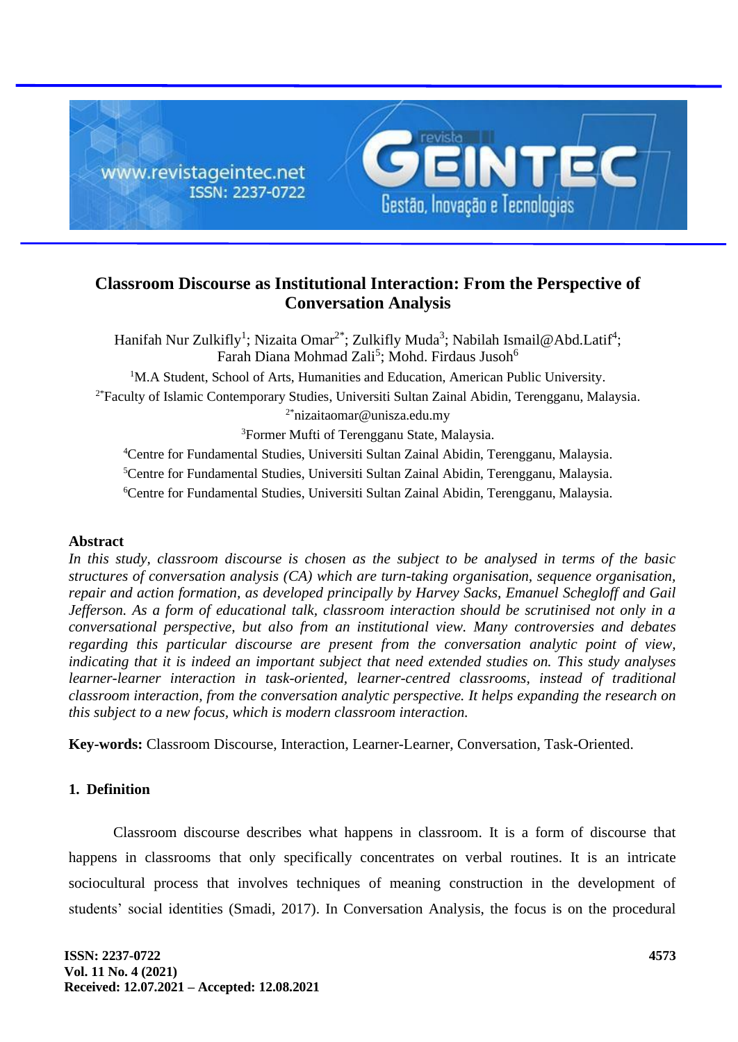# Classroom Discourse as Institutional Interaction: From the Perspective of Conversation Analysis

Hanifah Nur Zulkifly[1]; Nizaita Omar[2*]; Zulkifly Muda[3]; Nabilah Ismail@Abd.Latif[4]; Farah Diana Mohmad Zali[5]; Mohd. Firdaus Jusoh[6]

[1]M.A Student, School of Arts, Humanities and Education, American Public University.

[2*]Faculty of Islamic Contemporary Studies, Universiti Sultan Zainal Abidin, Terengganu, Malaysia.

[2*]nizaitaomar@unisza.edu.my

[3]Former Mufti of Terengganu State, Malaysia.

[4]Centre for Fundamental Studies, Universiti Sultan Zainal Abidin, Terengganu, Malaysia.

[5]Centre for Fundamental Studies, Universiti Sultan Zainal Abidin, Terengganu, Malaysia.

[6]Centre for Fundamental Studies, Universiti Sultan Zainal Abidin, Terengganu, Malaysia.

## Abstract

*In this study, classroom discourse is chosen as the subject to be analysed in terms of the basic structures of conversation analysis (CA) which are turn-taking organisation, sequence organisation, repair and action formation, as developed principally by Harvey Sacks, Emanuel Schegloff and Gail Jefferson. As a form of educational talk, classroom interaction should be scrutinised not only in a conversational perspective, but also from an institutional view. Many controversies and debates regarding this particular discourse are present from the conversation analytic point of view, indicating that it is indeed an important subject that need extended studies on. This study analyses learner-learner interaction in task-oriented, learner-centred classrooms, instead of traditional classroom interaction, from the conversation analytic perspective. It helps expanding the research on this subject to a new focus, which is modern classroom interaction.*

**Key-words:** Classroom Discourse, Interaction, Learner-Learner, Conversation, Task-Oriented.

## 1. Definition

Classroom discourse describes what happens in classroom. It is a form of discourse that happens in classrooms that only specifically concentrates on verbal routines. It is an intricate sociocultural process that involves techniques of meaning construction in the development of students' social identities (Smadi, 2017). In Conversation Analysis, the focus is on the procedural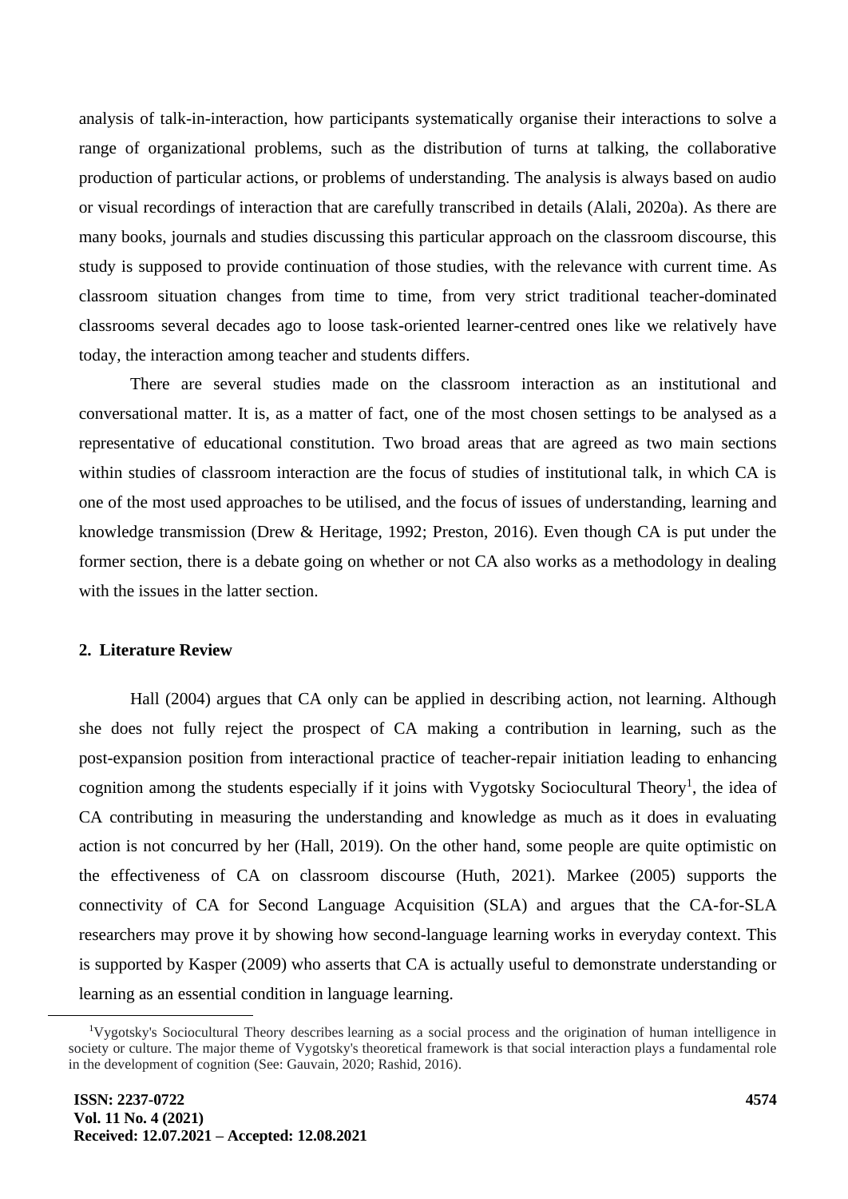analysis of talk-in-interaction, how participants systematically organise their interactions to solve a range of organizational problems, such as the distribution of turns at talking, the collaborative production of particular actions, or problems of understanding. The analysis is always based on audio or visual recordings of interaction that are carefully transcribed in details (Alali, 2020a). As there are many books, journals and studies discussing this particular approach on the classroom discourse, this study is supposed to provide continuation of those studies, with the relevance with current time. As classroom situation changes from time to time, from very strict traditional teacher-dominated classrooms several decades ago to loose task-oriented learner-centred ones like we relatively have today, the interaction among teacher and students differs.

There are several studies made on the classroom interaction as an institutional and conversational matter. It is, as a matter of fact, one of the most chosen settings to be analysed as a representative of educational constitution. Two broad areas that are agreed as two main sections within studies of classroom interaction are the focus of studies of institutional talk, in which CA is one of the most used approaches to be utilised, and the focus of issues of understanding, learning and knowledge transmission (Drew & Heritage, 1992; Preston, 2016). Even though CA is put under the former section, there is a debate going on whether or not CA also works as a methodology in dealing with the issues in the latter section.

## 2. Literature Review

Hall (2004) argues that CA only can be applied in describing action, not learning. Although she does not fully reject the prospect of CA making a contribution in learning, such as the post-expansion position from interactional practice of teacher-repair initiation leading to enhancing cognition among the students especially if it joins with Vygotsky Sociocultural Theory[1], the idea of CA contributing in measuring the understanding and knowledge as much as it does in evaluating action is not concurred by her (Hall, 2019). On the other hand, some people are quite optimistic on the effectiveness of CA on classroom discourse (Huth, 2021). Markee (2005) supports the connectivity of CA for Second Language Acquisition (SLA) and argues that the CA-for-SLA researchers may prove it by showing how second-language learning works in everyday context. This is supported by Kasper (2009) who asserts that CA is actually useful to demonstrate understanding or learning as an essential condition in language learning.

[1]Vygotsky's Sociocultural Theory describes learning as a social process and the origination of human intelligence in society or culture. The major theme of Vygotsky's theoretical framework is that social interaction plays a fundamental role in the development of cognition (See: Gauvain, 2020; Rashid, 2016).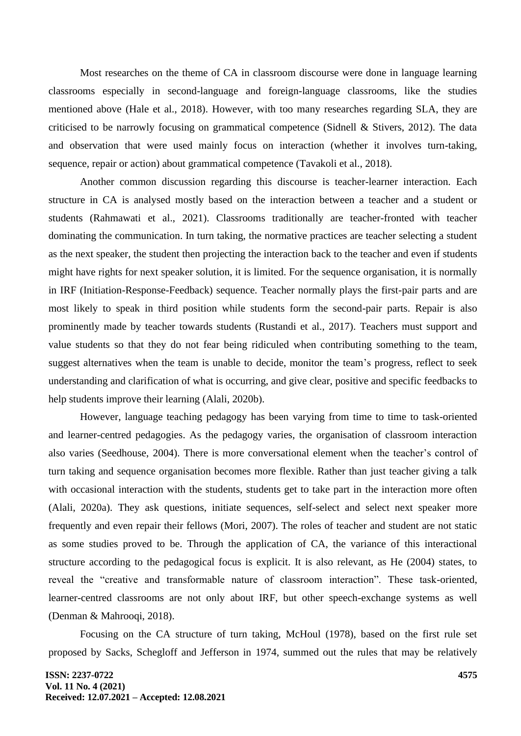Most researches on the theme of CA in classroom discourse were done in language learning classrooms especially in second-language and foreign-language classrooms, like the studies mentioned above (Hale et al., 2018). However, with too many researches regarding SLA, they are criticised to be narrowly focusing on grammatical competence (Sidnell & Stivers, 2012). The data and observation that were used mainly focus on interaction (whether it involves turn-taking, sequence, repair or action) about grammatical competence (Tavakoli et al., 2018).

Another common discussion regarding this discourse is teacher-learner interaction. Each structure in CA is analysed mostly based on the interaction between a teacher and a student or students (Rahmawati et al., 2021). Classrooms traditionally are teacher-fronted with teacher dominating the communication. In turn taking, the normative practices are teacher selecting a student as the next speaker, the student then projecting the interaction back to the teacher and even if students might have rights for next speaker solution, it is limited. For the sequence organisation, it is normally in IRF (Initiation-Response-Feedback) sequence. Teacher normally plays the first-pair parts and are most likely to speak in third position while students form the second-pair parts. Repair is also prominently made by teacher towards students (Rustandi et al., 2017). Teachers must support and value students so that they do not fear being ridiculed when contributing something to the team, suggest alternatives when the team is unable to decide, monitor the team's progress, reflect to seek understanding and clarification of what is occurring, and give clear, positive and specific feedbacks to help students improve their learning (Alali, 2020b).

However, language teaching pedagogy has been varying from time to time to task-oriented and learner-centred pedagogies. As the pedagogy varies, the organisation of classroom interaction also varies (Seedhouse, 2004). There is more conversational element when the teacher's control of turn taking and sequence organisation becomes more flexible. Rather than just teacher giving a talk with occasional interaction with the students, students get to take part in the interaction more often (Alali, 2020a). They ask questions, initiate sequences, self-select and select next speaker more frequently and even repair their fellows (Mori, 2007). The roles of teacher and student are not static as some studies proved to be. Through the application of CA, the variance of this interactional structure according to the pedagogical focus is explicit. It is also relevant, as He (2004) states, to reveal the "creative and transformable nature of classroom interaction". These task-oriented, learner-centred classrooms are not only about IRF, but other speech-exchange systems as well (Denman & Mahrooqi, 2018).

Focusing on the CA structure of turn taking, McHoul (1978), based on the first rule set proposed by Sacks, Schegloff and Jefferson in 1974, summed out the rules that may be relatively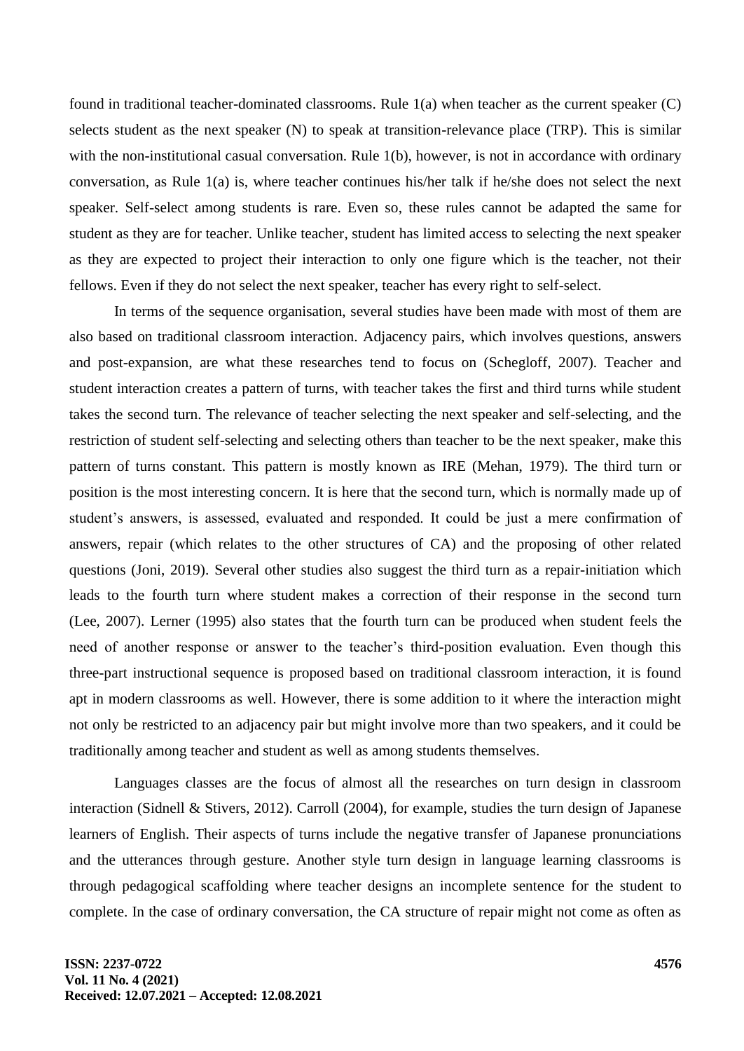found in traditional teacher-dominated classrooms. Rule 1(a) when teacher as the current speaker (C) selects student as the next speaker (N) to speak at transition-relevance place (TRP). This is similar with the non-institutional casual conversation. Rule 1(b), however, is not in accordance with ordinary conversation, as Rule 1(a) is, where teacher continues his/her talk if he/she does not select the next speaker. Self-select among students is rare. Even so, these rules cannot be adapted the same for student as they are for teacher. Unlike teacher, student has limited access to selecting the next speaker as they are expected to project their interaction to only one figure which is the teacher, not their fellows. Even if they do not select the next speaker, teacher has every right to self-select.

In terms of the sequence organisation, several studies have been made with most of them are also based on traditional classroom interaction. Adjacency pairs, which involves questions, answers and post-expansion, are what these researches tend to focus on (Schegloff, 2007). Teacher and student interaction creates a pattern of turns, with teacher takes the first and third turns while student takes the second turn. The relevance of teacher selecting the next speaker and self-selecting, and the restriction of student self-selecting and selecting others than teacher to be the next speaker, make this pattern of turns constant. This pattern is mostly known as IRE (Mehan, 1979). The third turn or position is the most interesting concern. It is here that the second turn, which is normally made up of student's answers, is assessed, evaluated and responded. It could be just a mere confirmation of answers, repair (which relates to the other structures of CA) and the proposing of other related questions (Joni, 2019). Several other studies also suggest the third turn as a repair-initiation which leads to the fourth turn where student makes a correction of their response in the second turn (Lee, 2007). Lerner (1995) also states that the fourth turn can be produced when student feels the need of another response or answer to the teacher's third-position evaluation. Even though this three-part instructional sequence is proposed based on traditional classroom interaction, it is found apt in modern classrooms as well. However, there is some addition to it where the interaction might not only be restricted to an adjacency pair but might involve more than two speakers, and it could be traditionally among teacher and student as well as among students themselves.

Languages classes are the focus of almost all the researches on turn design in classroom interaction (Sidnell & Stivers, 2012). Carroll (2004), for example, studies the turn design of Japanese learners of English. Their aspects of turns include the negative transfer of Japanese pronunciations and the utterances through gesture. Another style turn design in language learning classrooms is through pedagogical scaffolding where teacher designs an incomplete sentence for the student to complete. In the case of ordinary conversation, the CA structure of repair might not come as often as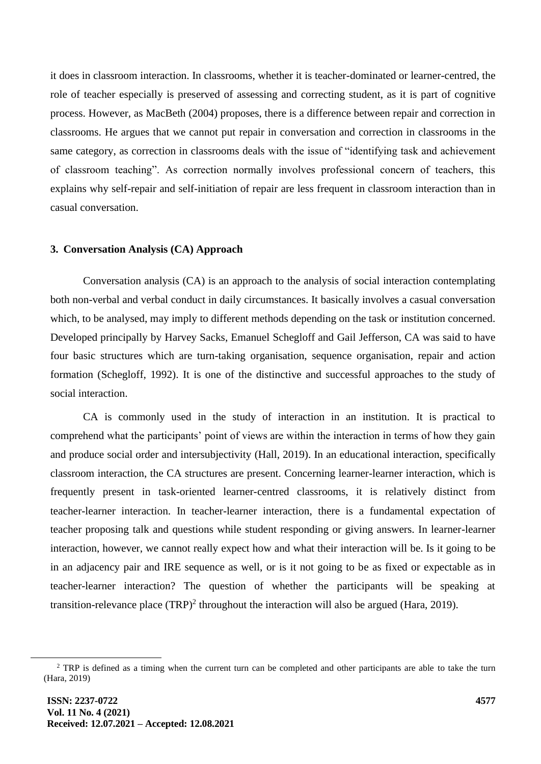it does in classroom interaction. In classrooms, whether it is teacher-dominated or learner-centred, the role of teacher especially is preserved of assessing and correcting student, as it is part of cognitive process. However, as MacBeth (2004) proposes, there is a difference between repair and correction in classrooms. He argues that we cannot put repair in conversation and correction in classrooms in the same category, as correction in classrooms deals with the issue of "identifying task and achievement of classroom teaching". As correction normally involves professional concern of teachers, this explains why self-repair and self-initiation of repair are less frequent in classroom interaction than in casual conversation.

### 3. Conversation Analysis (CA) Approach

Conversation analysis (CA) is an approach to the analysis of social interaction contemplating both non-verbal and verbal conduct in daily circumstances. It basically involves a casual conversation which, to be analysed, may imply to different methods depending on the task or institution concerned. Developed principally by Harvey Sacks, Emanuel Schegloff and Gail Jefferson, CA was said to have four basic structures which are turn-taking organisation, sequence organisation, repair and action formation (Schegloff, 1992). It is one of the distinctive and successful approaches to the study of social interaction.

CA is commonly used in the study of interaction in an institution. It is practical to comprehend what the participants' point of views are within the interaction in terms of how they gain and produce social order and intersubjectivity (Hall, 2019). In an educational interaction, specifically classroom interaction, the CA structures are present. Concerning learner-learner interaction, which is frequently present in task-oriented learner-centred classrooms, it is relatively distinct from teacher-learner interaction. In teacher-learner interaction, there is a fundamental expectation of teacher proposing talk and questions while student responding or giving answers. In learner-learner interaction, however, we cannot really expect how and what their interaction will be. Is it going to be in an adjacency pair and IRE sequence as well, or is it not going to be as fixed or expectable as in teacher-learner interaction? The question of whether the participants will be speaking at transition-relevance place (TRP)[2] throughout the interaction will also be argued (Hara, 2019).

[2] TRP is defined as a timing when the current turn can be completed and other participants are able to take the turn (Hara, 2019)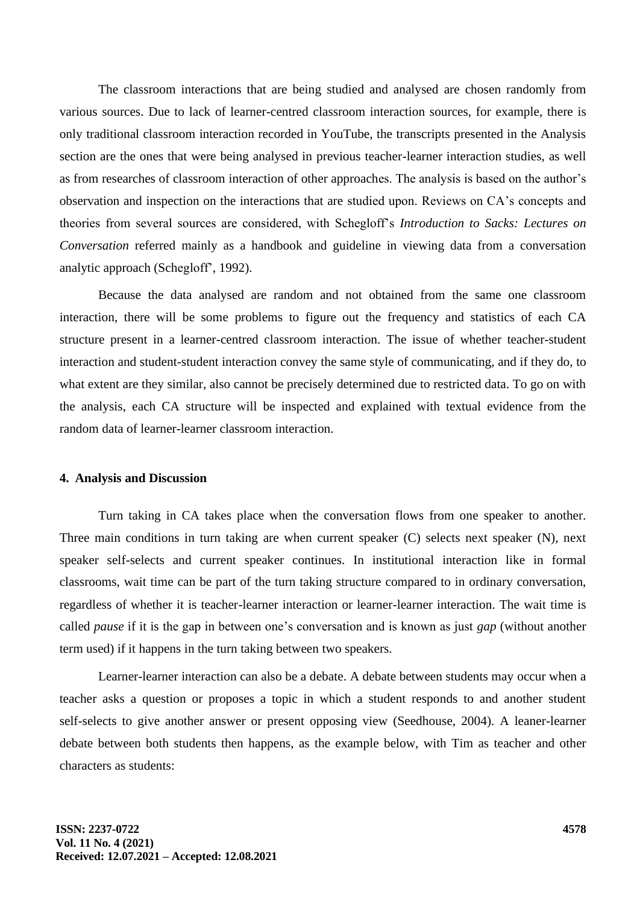The classroom interactions that are being studied and analysed are chosen randomly from various sources. Due to lack of learner-centred classroom interaction sources, for example, there is only traditional classroom interaction recorded in YouTube, the transcripts presented in the Analysis section are the ones that were being analysed in previous teacher-learner interaction studies, as well as from researches of classroom interaction of other approaches. The analysis is based on the author's observation and inspection on the interactions that are studied upon. Reviews on CA's concepts and theories from several sources are considered, with Schegloff's *Introduction to Sacks: Lectures on Conversation* referred mainly as a handbook and guideline in viewing data from a conversation analytic approach (Schegloff', 1992).

Because the data analysed are random and not obtained from the same one classroom interaction, there will be some problems to figure out the frequency and statistics of each CA structure present in a learner-centred classroom interaction. The issue of whether teacher-student interaction and student-student interaction convey the same style of communicating, and if they do, to what extent are they similar, also cannot be precisely determined due to restricted data. To go on with the analysis, each CA structure will be inspected and explained with textual evidence from the random data of learner-learner classroom interaction.

## 4. Analysis and Discussion

Turn taking in CA takes place when the conversation flows from one speaker to another. Three main conditions in turn taking are when current speaker (C) selects next speaker (N), next speaker self-selects and current speaker continues. In institutional interaction like in formal classrooms, wait time can be part of the turn taking structure compared to in ordinary conversation, regardless of whether it is teacher-learner interaction or learner-learner interaction. The wait time is called *pause* if it is the gap in between one's conversation and is known as just *gap* (without another term used) if it happens in the turn taking between two speakers.

Learner-learner interaction can also be a debate. A debate between students may occur when a teacher asks a question or proposes a topic in which a student responds to and another student self-selects to give another answer or present opposing view (Seedhouse, 2004). A leaner-learner debate between both students then happens, as the example below, with Tim as teacher and other characters as students: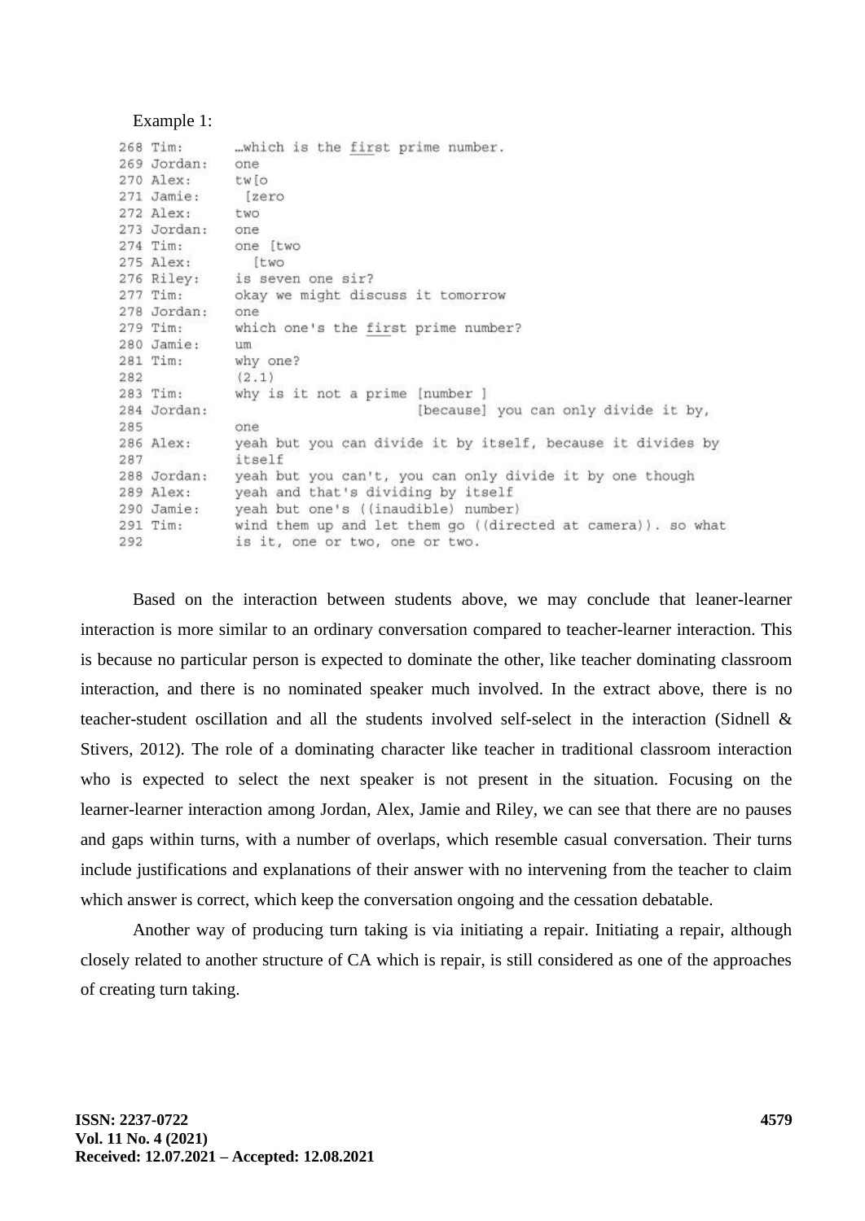Example 1:

```
268 Tim:        …which is the first prime number.
269 Jordan:     one
270 Alex:       tw[o
271 Jamie:        [zero
272 Alex:       two
273 Jordan:     one
274 Tim:        one [two
275 Alex:           [two
276 Riley:      is seven one sir?
277 Tim:        okay we might discuss it tomorrow
278 Jordan:     one
279 Tim:        which one's the first prime number?
280 Jamie:      um
281 Tim:        why one?
282             (2.1)
283 Tim:        why is it not a prime [number ]
284 Jordan:                           [because] you can only divide it by,
285             one
286 Alex:       yeah but you can divide it by itself, because it divides by
287             itself
288 Jordan:     yeah but you can't, you can only divide it by one though
289 Alex:       yeah and that's dividing by itself
290 Jamie:      yeah but one's ((inaudible) number)
291 Tim:        wind them up and let them go ((directed at camera)). so what
292             is it, one or two, one or two.
```

Based on the interaction between students above, we may conclude that leaner-learner interaction is more similar to an ordinary conversation compared to teacher-learner interaction. This is because no particular person is expected to dominate the other, like teacher dominating classroom interaction, and there is no nominated speaker much involved. In the extract above, there is no teacher-student oscillation and all the students involved self-select in the interaction (Sidnell & Stivers, 2012). The role of a dominating character like teacher in traditional classroom interaction who is expected to select the next speaker is not present in the situation. Focusing on the learner-learner interaction among Jordan, Alex, Jamie and Riley, we can see that there are no pauses and gaps within turns, with a number of overlaps, which resemble casual conversation. Their turns include justifications and explanations of their answer with no intervening from the teacher to claim which answer is correct, which keep the conversation ongoing and the cessation debatable.

Another way of producing turn taking is via initiating a repair. Initiating a repair, although closely related to another structure of CA which is repair, is still considered as one of the approaches of creating turn taking.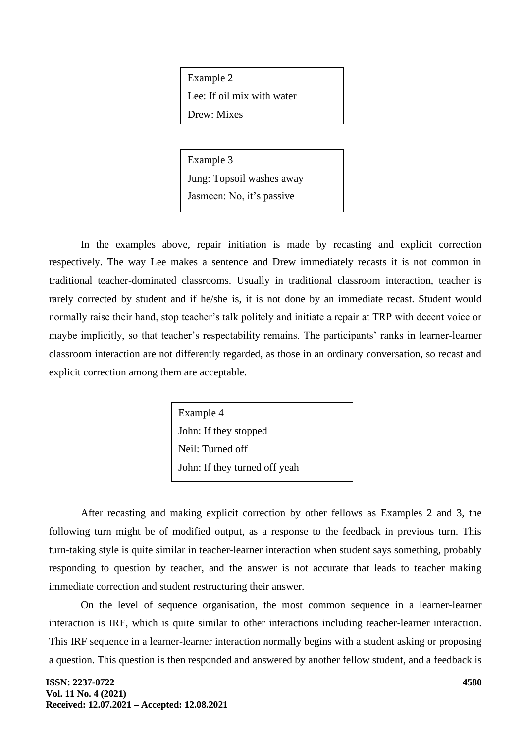Example 2

Lee: If oil mix with water

Drew: Mixes

Example 3

Jung: Topsoil washes away

Jasmeen: No, it's passive

In the examples above, repair initiation is made by recasting and explicit correction respectively. The way Lee makes a sentence and Drew immediately recasts it is not common in traditional teacher-dominated classrooms. Usually in traditional classroom interaction, teacher is rarely corrected by student and if he/she is, it is not done by an immediate recast. Student would normally raise their hand, stop teacher's talk politely and initiate a repair at TRP with decent voice or maybe implicitly, so that teacher's respectability remains. The participants' ranks in learner-learner classroom interaction are not differently regarded, as those in an ordinary conversation, so recast and explicit correction among them are acceptable.

Example 4

John: If they stopped

Neil: Turned off

John: If they turned off yeah

After recasting and making explicit correction by other fellows as Examples 2 and 3, the following turn might be of modified output, as a response to the feedback in previous turn. This turn-taking style is quite similar in teacher-learner interaction when student says something, probably responding to question by teacher, and the answer is not accurate that leads to teacher making immediate correction and student restructuring their answer.

On the level of sequence organisation, the most common sequence in a learner-learner interaction is IRF, which is quite similar to other interactions including teacher-learner interaction. This IRF sequence in a learner-learner interaction normally begins with a student asking or proposing a question. This question is then responded and answered by another fellow student, and a feedback is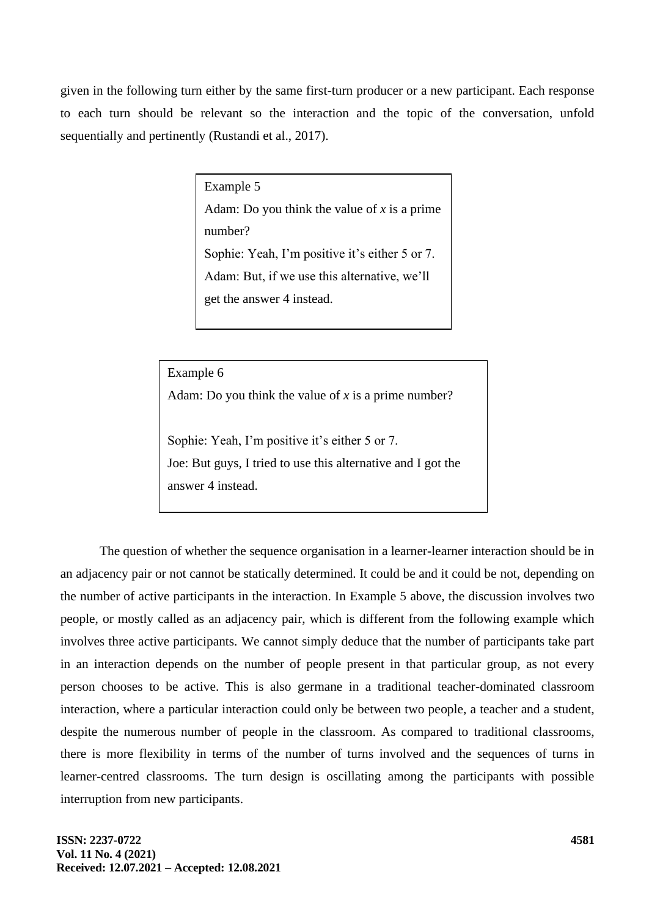given in the following turn either by the same first-turn producer or a new participant. Each response to each turn should be relevant so the interaction and the topic of the conversation, unfold sequentially and pertinently (Rustandi et al., 2017).

> Example 5
>
> Adam: Do you think the value of $x$ is a prime number?
>
> Sophie: Yeah, I'm positive it's either 5 or 7.
>
> Adam: But, if we use this alternative, we'll get the answer 4 instead.

> Example 6
>
> Adam: Do you think the value of $x$ is a prime number?
>
> Sophie: Yeah, I'm positive it's either 5 or 7.
>
> Joe: But guys, I tried to use this alternative and I got the answer 4 instead.

The question of whether the sequence organisation in a learner-learner interaction should be in an adjacency pair or not cannot be statically determined. It could be and it could be not, depending on the number of active participants in the interaction. In Example 5 above, the discussion involves two people, or mostly called as an adjacency pair, which is different from the following example which involves three active participants. We cannot simply deduce that the number of participants take part in an interaction depends on the number of people present in that particular group, as not every person chooses to be active. This is also germane in a traditional teacher-dominated classroom interaction, where a particular interaction could only be between two people, a teacher and a student, despite the numerous number of people in the classroom. As compared to traditional classrooms, there is more flexibility in terms of the number of turns involved and the sequences of turns in learner-centred classrooms. The turn design is oscillating among the participants with possible interruption from new participants.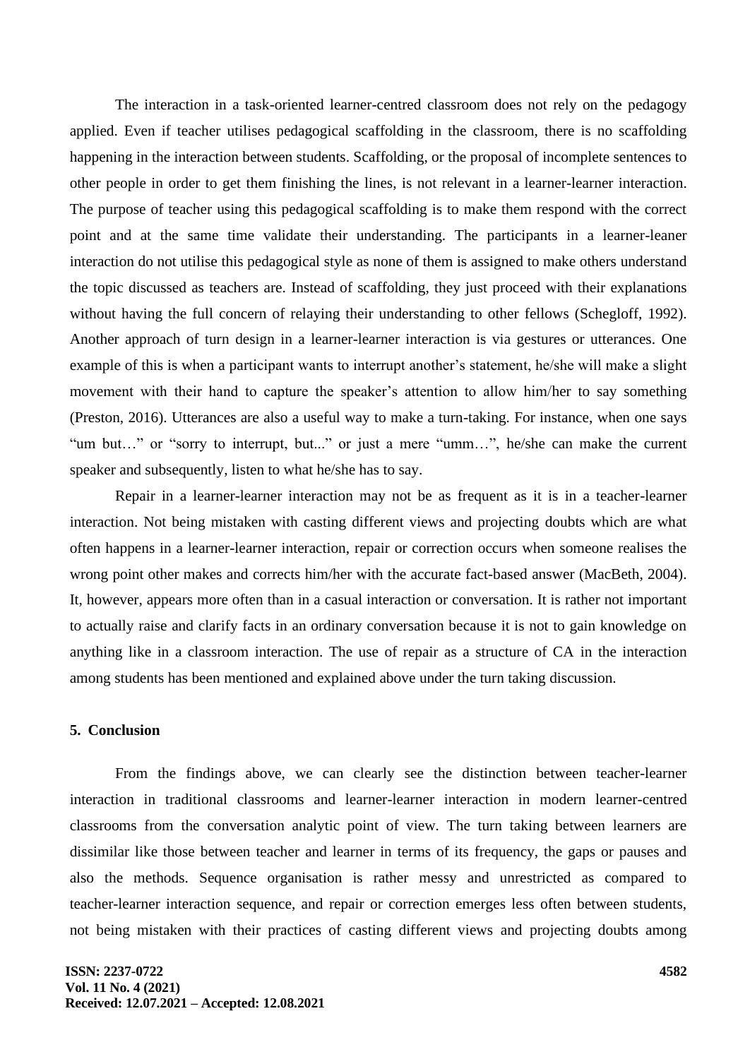The interaction in a task-oriented learner-centred classroom does not rely on the pedagogy applied. Even if teacher utilises pedagogical scaffolding in the classroom, there is no scaffolding happening in the interaction between students. Scaffolding, or the proposal of incomplete sentences to other people in order to get them finishing the lines, is not relevant in a learner-learner interaction. The purpose of teacher using this pedagogical scaffolding is to make them respond with the correct point and at the same time validate their understanding. The participants in a learner-leaner interaction do not utilise this pedagogical style as none of them is assigned to make others understand the topic discussed as teachers are. Instead of scaffolding, they just proceed with their explanations without having the full concern of relaying their understanding to other fellows (Schegloff, 1992). Another approach of turn design in a learner-learner interaction is via gestures or utterances. One example of this is when a participant wants to interrupt another's statement, he/she will make a slight movement with their hand to capture the speaker's attention to allow him/her to say something (Preston, 2016). Utterances are also a useful way to make a turn-taking. For instance, when one says "um but…" or "sorry to interrupt, but..." or just a mere "umm…", he/she can make the current speaker and subsequently, listen to what he/she has to say.

Repair in a learner-learner interaction may not be as frequent as it is in a teacher-learner interaction. Not being mistaken with casting different views and projecting doubts which are what often happens in a learner-learner interaction, repair or correction occurs when someone realises the wrong point other makes and corrects him/her with the accurate fact-based answer (MacBeth, 2004). It, however, appears more often than in a casual interaction or conversation. It is rather not important to actually raise and clarify facts in an ordinary conversation because it is not to gain knowledge on anything like in a classroom interaction. The use of repair as a structure of CA in the interaction among students has been mentioned and explained above under the turn taking discussion.

## 5. Conclusion

From the findings above, we can clearly see the distinction between teacher-learner interaction in traditional classrooms and learner-learner interaction in modern learner-centred classrooms from the conversation analytic point of view. The turn taking between learners are dissimilar like those between teacher and learner in terms of its frequency, the gaps or pauses and also the methods. Sequence organisation is rather messy and unrestricted as compared to teacher-learner interaction sequence, and repair or correction emerges less often between students, not being mistaken with their practices of casting different views and projecting doubts among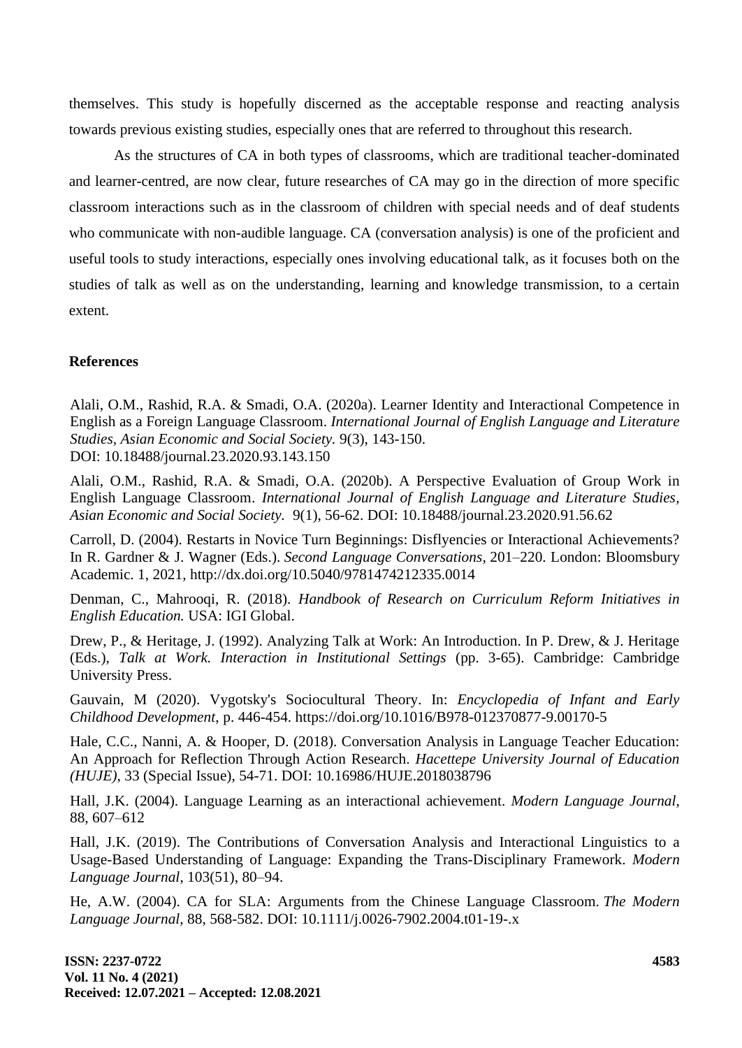themselves. This study is hopefully discerned as the acceptable response and reacting analysis towards previous existing studies, especially ones that are referred to throughout this research.

As the structures of CA in both types of classrooms, which are traditional teacher-dominated and learner-centred, are now clear, future researches of CA may go in the direction of more specific classroom interactions such as in the classroom of children with special needs and of deaf students who communicate with non-audible language. CA (conversation analysis) is one of the proficient and useful tools to study interactions, especially ones involving educational talk, as it focuses both on the studies of talk as well as on the understanding, learning and knowledge transmission, to a certain extent.

## References

Alali, O.M., Rashid, R.A. & Smadi, O.A. (2020a). Learner Identity and Interactional Competence in English as a Foreign Language Classroom. *International Journal of English Language and Literature Studies, Asian Economic and Social Society.* 9(3), 143-150. DOI: 10.18488/journal.23.2020.93.143.150

Alali, O.M., Rashid, R.A. & Smadi, O.A. (2020b). A Perspective Evaluation of Group Work in English Language Classroom. *International Journal of English Language and Literature Studies, Asian Economic and Social Society.* 9(1), 56-62. DOI: 10.18488/journal.23.2020.91.56.62

Carroll, D. (2004). Restarts in Novice Turn Beginnings: Disflyencies or Interactional Achievements? In R. Gardner & J. Wagner (Eds.). *Second Language Conversations*, 201–220. London: Bloomsbury Academic. 1, 2021, http://dx.doi.org/10.5040/9781474212335.0014

Denman, C., Mahrooqi, R. (2018). *Handbook of Research on Curriculum Reform Initiatives in English Education.* USA: IGI Global.

Drew, P., & Heritage, J. (1992). Analyzing Talk at Work: An Introduction. In P. Drew, & J. Heritage (Eds.), *Talk at Work. Interaction in Institutional Settings* (pp. 3-65). Cambridge: Cambridge University Press.

Gauvain, M (2020). Vygotsky's Sociocultural Theory. In: *Encyclopedia of Infant and Early Childhood Development*, p. 446-454. https://doi.org/10.1016/B978-012370877-9.00170-5

Hale, C.C., Nanni, A. & Hooper, D. (2018). Conversation Analysis in Language Teacher Education: An Approach for Reflection Through Action Research. *Hacettepe University Journal of Education (HUJE)*, 33 (Special Issue), 54-71. DOI: 10.16986/HUJE.2018038796

Hall, J.K. (2004). Language Learning as an interactional achievement. *Modern Language Journal*, 88, 607–612

Hall, J.K. (2019). The Contributions of Conversation Analysis and Interactional Linguistics to a Usage-Based Understanding of Language: Expanding the Trans-Disciplinary Framework. *Modern Language Journal*, 103(51), 80–94.

He, A.W. (2004). CA for SLA: Arguments from the Chinese Language Classroom. *The Modern Language Journal,* 88, 568-582. DOI: 10.1111/j.0026-7902.2004.t01-19-.x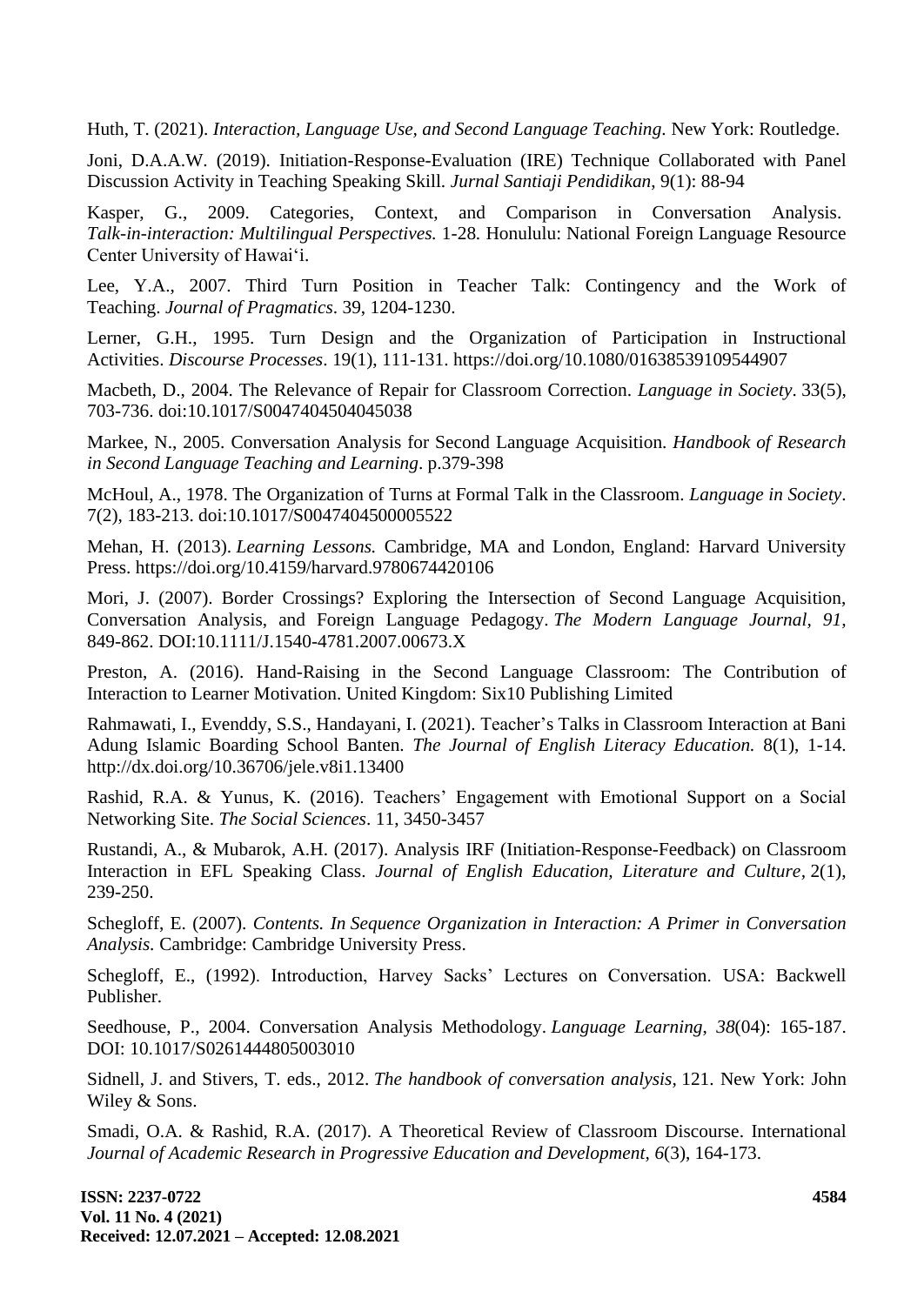Huth, T. (2021). *Interaction, Language Use, and Second Language Teaching*. New York: Routledge.

Joni, D.A.A.W. (2019). Initiation-Response-Evaluation (IRE) Technique Collaborated with Panel Discussion Activity in Teaching Speaking Skill. *Jurnal Santiaji Pendidikan*, 9(1): 88-94

Kasper, G., 2009. Categories, Context, and Comparison in Conversation Analysis. *Talk-in-interaction: Multilingual Perspectives.* 1-28. Honululu: National Foreign Language Resource Center University of Hawai'i.

Lee, Y.A., 2007. Third Turn Position in Teacher Talk: Contingency and the Work of Teaching. *Journal of Pragmatics*. 39, 1204-1230.

Lerner, G.H., 1995. Turn Design and the Organization of Participation in Instructional Activities. *Discourse Processes*. 19(1), 111-131. https://doi.org/10.1080/01638539109544907

Macbeth, D., 2004. The Relevance of Repair for Classroom Correction. *Language in Society*. 33(5), 703-736. doi:10.1017/S0047404504045038

Markee, N., 2005. Conversation Analysis for Second Language Acquisition. *Handbook of Research in Second Language Teaching and Learning*. p.379-398

McHoul, A., 1978. The Organization of Turns at Formal Talk in the Classroom. *Language in Society*. 7(2), 183-213. doi:10.1017/S0047404500005522

Mehan, H. (2013). *Learning Lessons.* Cambridge, MA and London, England: Harvard University Press. https://doi.org/10.4159/harvard.9780674420106

Mori, J. (2007). Border Crossings? Exploring the Intersection of Second Language Acquisition, Conversation Analysis, and Foreign Language Pedagogy. *The Modern Language Journal*, *91*, 849-862. DOI:10.1111/J.1540-4781.2007.00673.X

Preston, A. (2016). Hand-Raising in the Second Language Classroom: The Contribution of Interaction to Learner Motivation. United Kingdom: Six10 Publishing Limited

Rahmawati, I., Evenddy, S.S., Handayani, I. (2021). Teacher's Talks in Classroom Interaction at Bani Adung Islamic Boarding School Banten. *The Journal of English Literacy Education.* 8(1), 1-14. http://dx.doi.org/10.36706/jele.v8i1.13400

Rashid, R.A. & Yunus, K. (2016). Teachers' Engagement with Emotional Support on a Social Networking Site. *The Social Sciences*. 11, 3450-3457

Rustandi, A., & Mubarok, A.H. (2017). Analysis IRF (Initiation-Response-Feedback) on Classroom Interaction in EFL Speaking Class. *Journal of English Education, Literature and Culture*, 2(1), 239-250.

Schegloff, E. (2007). *Contents. In Sequence Organization in Interaction: A Primer in Conversation Analysis.* Cambridge: Cambridge University Press.

Schegloff, E., (1992). Introduction, Harvey Sacks' Lectures on Conversation. USA: Backwell Publisher.

Seedhouse, P., 2004. Conversation Analysis Methodology. *Language Learning*, *38*(04): 165-187. DOI: 10.1017/S0261444805003010

Sidnell, J. and Stivers, T. eds., 2012. *The handbook of conversation analysis*, 121. New York: John Wiley & Sons.

Smadi, O.A. & Rashid, R.A. (2017). A Theoretical Review of Classroom Discourse. International *Journal of Academic Research in Progressive Education and Development, 6*(3), 164-173.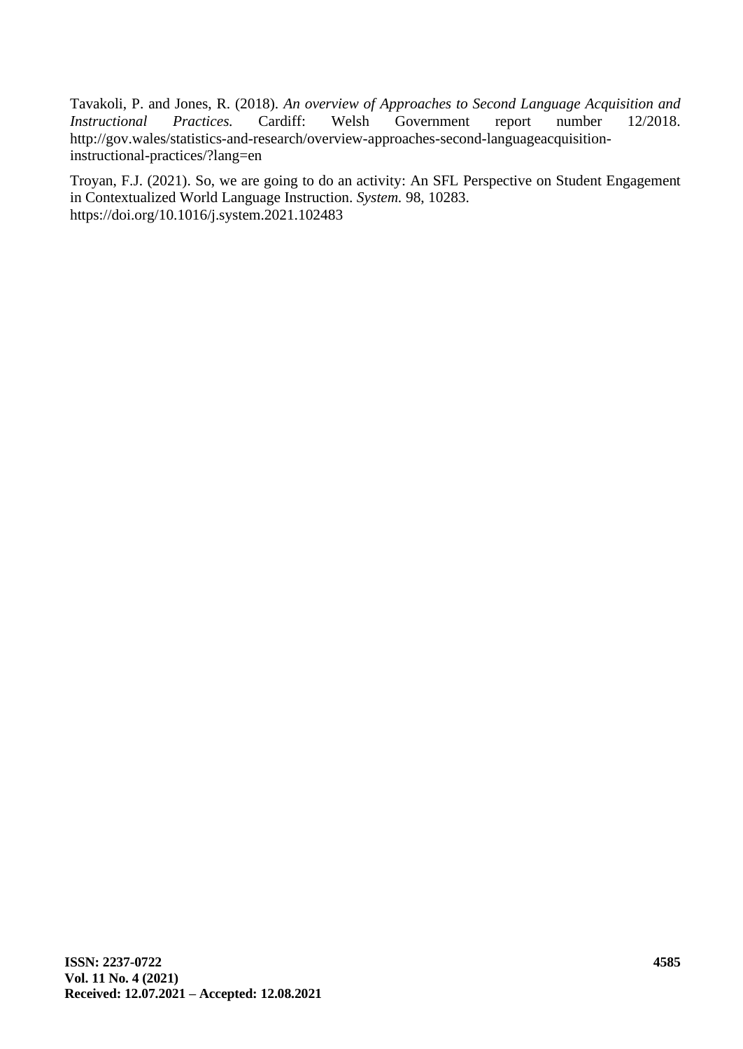Tavakoli, P. and Jones, R. (2018). *An overview of Approaches to Second Language Acquisition and Instructional Practices.* Cardiff: Welsh Government report number 12/2018. http://gov.wales/statistics-and-research/overview-approaches-second-languageacquisition-instructional-practices/?lang=en

Troyan, F.J. (2021). So, we are going to do an activity: An SFL Perspective on Student Engagement in Contextualized World Language Instruction. *System.* 98, 10283. https://doi.org/10.1016/j.system.2021.102483